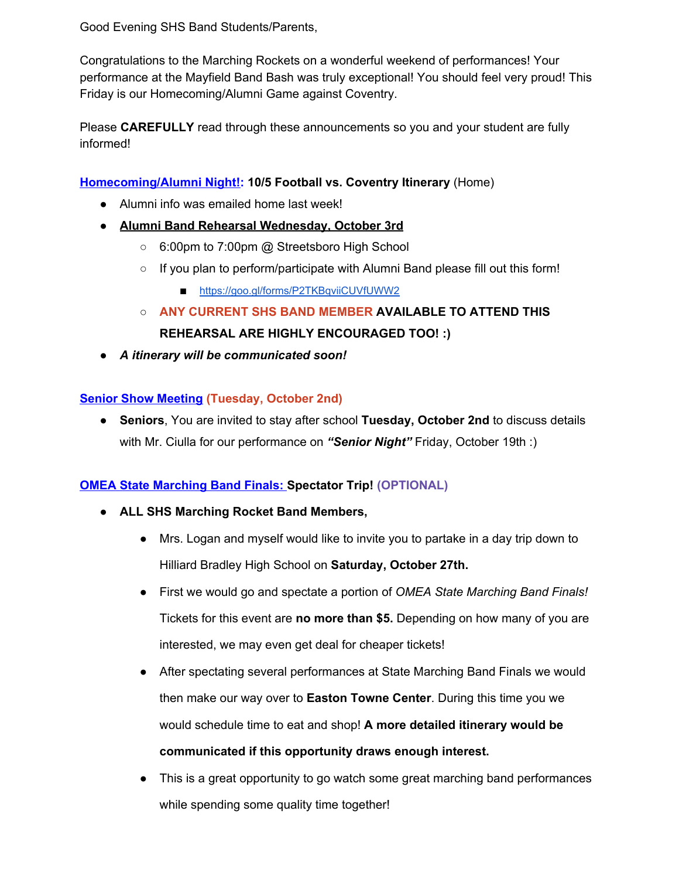Good Evening SHS Band Students/Parents,

Congratulations to the Marching Rockets on a wonderful weekend of performances! Your performance at the Mayfield Band Bash was truly exceptional! You should feel very proud! This Friday is our Homecoming/Alumni Game against Coventry.

Please **CAREFULLY** read through these announcements so you and your student are fully informed!

**Homecoming/Alumni Night!: 10/5 Football vs. Coventry Itinerary** (Home)

- Alumni info was emailed home last week!
- **Alumni Band Rehearsal Wednesday, October 3rd**
  - 6:00pm to 7:00pm @ Streetsboro High School
  - If you plan to perform/participate with Alumni Band please fill out this form!
    - https://goo.gl/forms/P2TKBqviiCUVfUWW2
  - **ANY CURRENT SHS BAND MEMBER AVAILABLE TO ATTEND THIS REHEARSAL ARE HIGHLY ENCOURAGED TOO! :)**
- ***A itinerary will be communicated soon!***

**Senior Show Meeting (Tuesday, October 2nd)**

- **Seniors**, You are invited to stay after school **Tuesday, October 2nd** to discuss details with Mr. Ciulla for our performance on ***"Senior Night"*** Friday, October 19th :)

**OMEA State Marching Band Finals: Spectator Trip! (OPTIONAL)**

- **ALL SHS Marching Rocket Band Members,**
  - Mrs. Logan and myself would like to invite you to partake in a day trip down to Hilliard Bradley High School on **Saturday, October 27th.**
  - First we would go and spectate a portion of *OMEA State Marching Band Finals!* Tickets for this event are **no more than $5.** Depending on how many of you are interested, we may even get deal for cheaper tickets!
  - After spectating several performances at State Marching Band Finals we would then make our way over to **Easton Towne Center**. During this time you we would schedule time to eat and shop! **A more detailed itinerary would be communicated if this opportunity draws enough interest.**
  - This is a great opportunity to go watch some great marching band performances while spending some quality time together!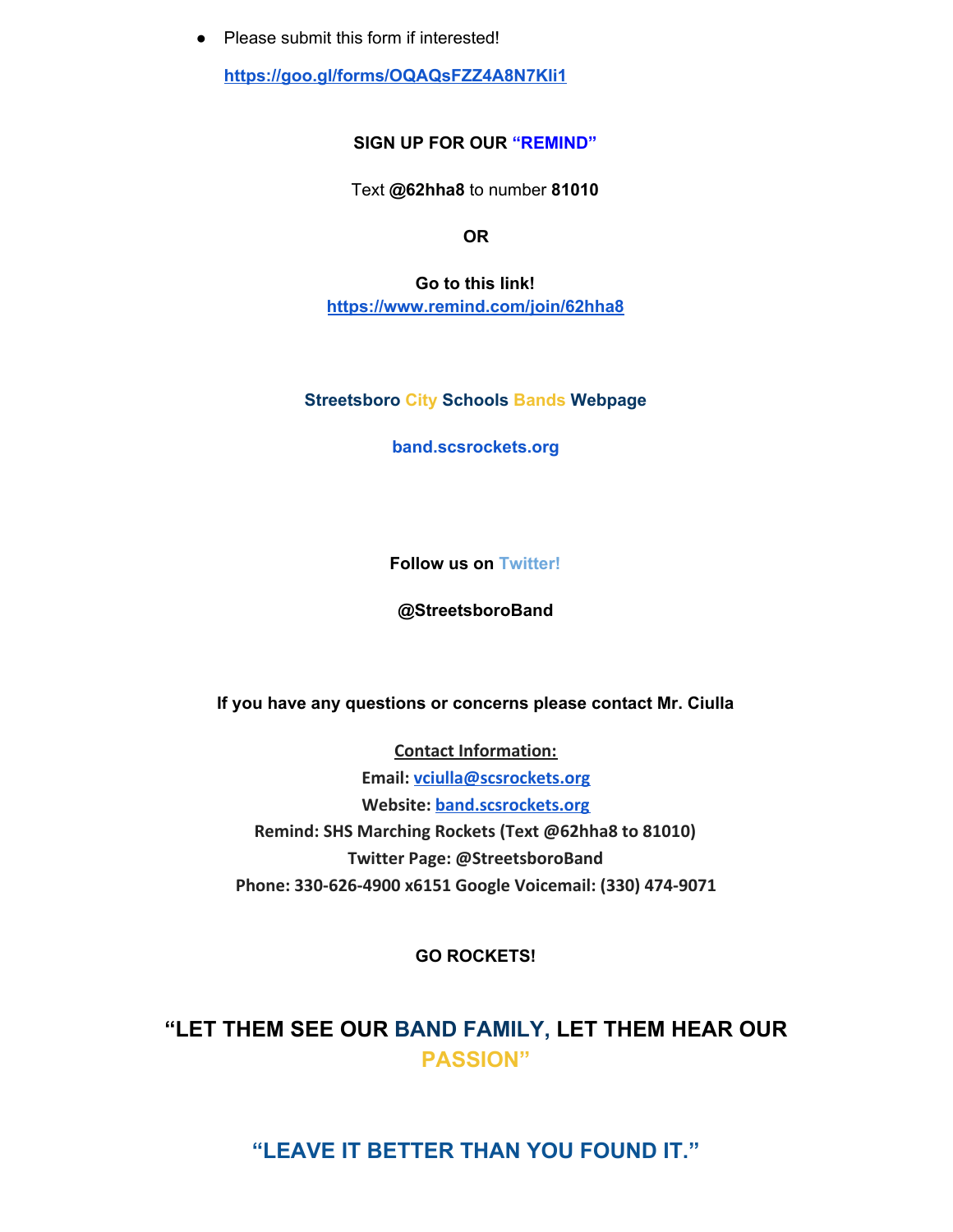- Please submit this form if interested!

  https://goo.gl/forms/OQAQsFZZ4A8N7Kli1

**SIGN UP FOR OUR "REMIND"**

Text **@62hha8** to number **81010**

**OR**

**Go to this link!**
https://www.remind.com/join/62hha8

**Streetsboro City Schools Bands Webpage**

**band.scsrockets.org**

**Follow us on Twitter!**

**@StreetsboroBand**

**If you have any questions or concerns please contact Mr. Ciulla**

**Contact Information:**
**Email: vciulla@scsrockets.org**
**Website: band.scsrockets.org**
**Remind: SHS Marching Rockets (Text @62hha8 to 81010)**
**Twitter Page: @StreetsboroBand**
**Phone: 330-626-4900 x6151 Google Voicemail: (330) 474-9071**

**GO ROCKETS!**

## "LET THEM SEE OUR BAND FAMILY, LET THEM HEAR OUR PASSION"

## "LEAVE IT BETTER THAN YOU FOUND IT."